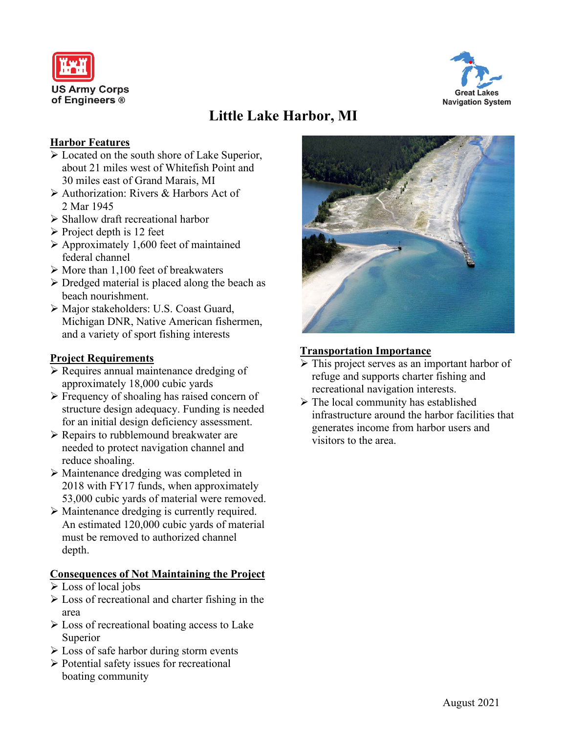US Army Corps of Engineers ®

Great Lakes Navigation System

# Little Lake Harbor, MI

## Harbor Features

- Located on the south shore of Lake Superior, about 21 miles west of Whitefish Point and 30 miles east of Grand Marais, MI
- Authorization: Rivers & Harbors Act of 2 Mar 1945
- Shallow draft recreational harbor
- Project depth is 12 feet
- Approximately 1,600 feet of maintained federal channel
- More than 1,100 feet of breakwaters
- Dredged material is placed along the beach as beach nourishment.
- Major stakeholders: U.S. Coast Guard, Michigan DNR, Native American fishermen, and a variety of sport fishing interests

## Project Requirements

- Requires annual maintenance dredging of approximately 18,000 cubic yards
- Frequency of shoaling has raised concern of structure design adequacy. Funding is needed for an initial design deficiency assessment.
- Repairs to rubblemound breakwater are needed to protect navigation channel and reduce shoaling.
- Maintenance dredging was completed in 2018 with FY17 funds, when approximately 53,000 cubic yards of material were removed.
- Maintenance dredging is currently required. An estimated 120,000 cubic yards of material must be removed to authorized channel depth.

## Consequences of Not Maintaining the Project

- Loss of local jobs
- Loss of recreational and charter fishing in the area
- Loss of recreational boating access to Lake Superior
- Loss of safe harbor during storm events
- Potential safety issues for recreational boating community

## Transportation Importance

- This project serves as an important harbor of refuge and supports charter fishing and recreational navigation interests.
- The local community has established infrastructure around the harbor facilities that generates income from harbor users and visitors to the area.

August 2021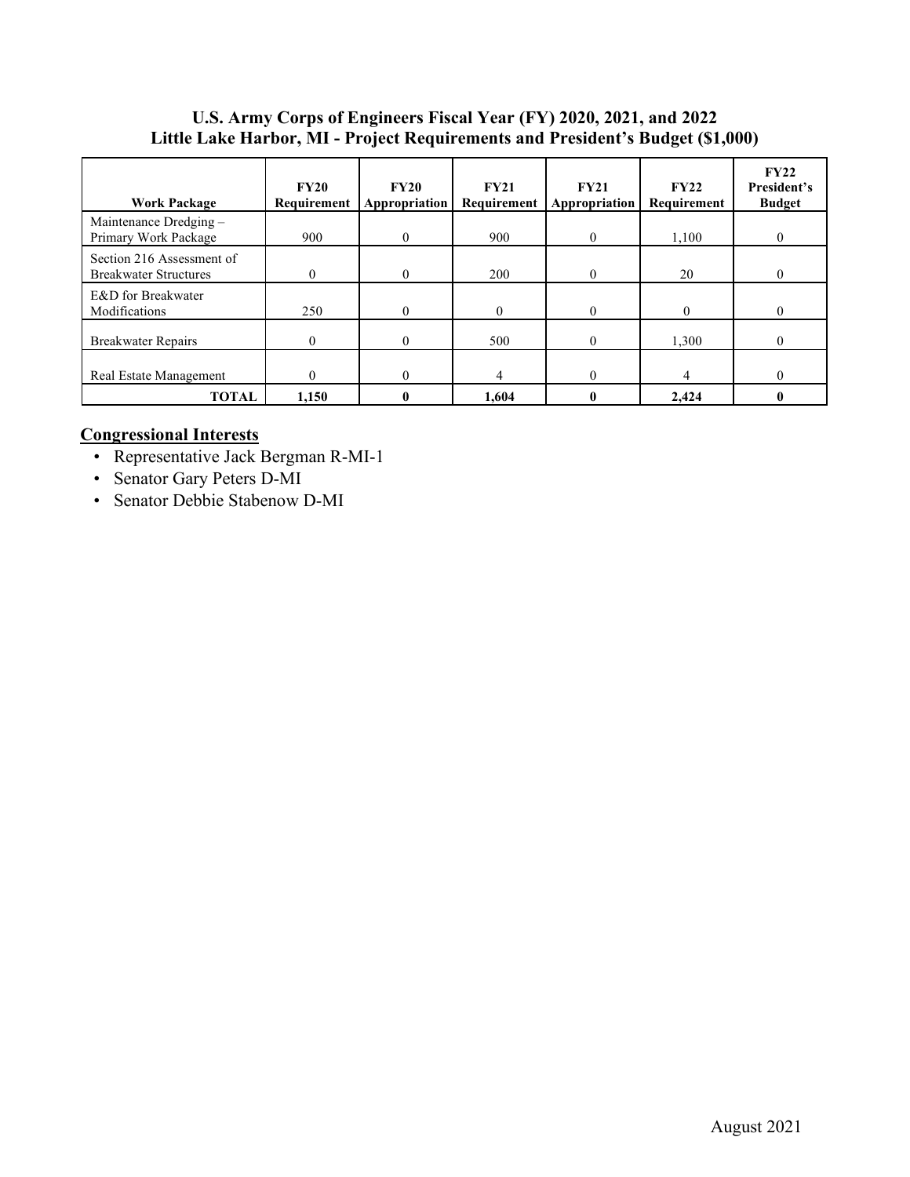## U.S. Army Corps of Engineers Fiscal Year (FY) 2020, 2021, and 2022
## Little Lake Harbor, MI - Project Requirements and President's Budget ($1,000)

| Work Package | FY20 Requirement | FY20 Appropriation | FY21 Requirement | FY21 Appropriation | FY22 Requirement | FY22 President's Budget |
|---|---|---|---|---|---|---|
| Maintenance Dredging – Primary Work Package | 900 | 0 | 900 | 0 | 1,100 | 0 |
| Section 216 Assessment of Breakwater Structures | 0 | 0 | 200 | 0 | 20 | 0 |
| E&D for Breakwater Modifications | 250 | 0 | 0 | 0 | 0 | 0 |
| Breakwater Repairs | 0 | 0 | 500 | 0 | 1,300 | 0 |
| Real Estate Management | 0 | 0 | 4 | 0 | 4 | 0 |
| **TOTAL** | **1,150** | **0** | **1,604** | **0** | **2,424** | **0** |

**Congressional Interests**

- Representative Jack Bergman R-MI-1
- Senator Gary Peters D-MI
- Senator Debbie Stabenow D-MI

August 2021